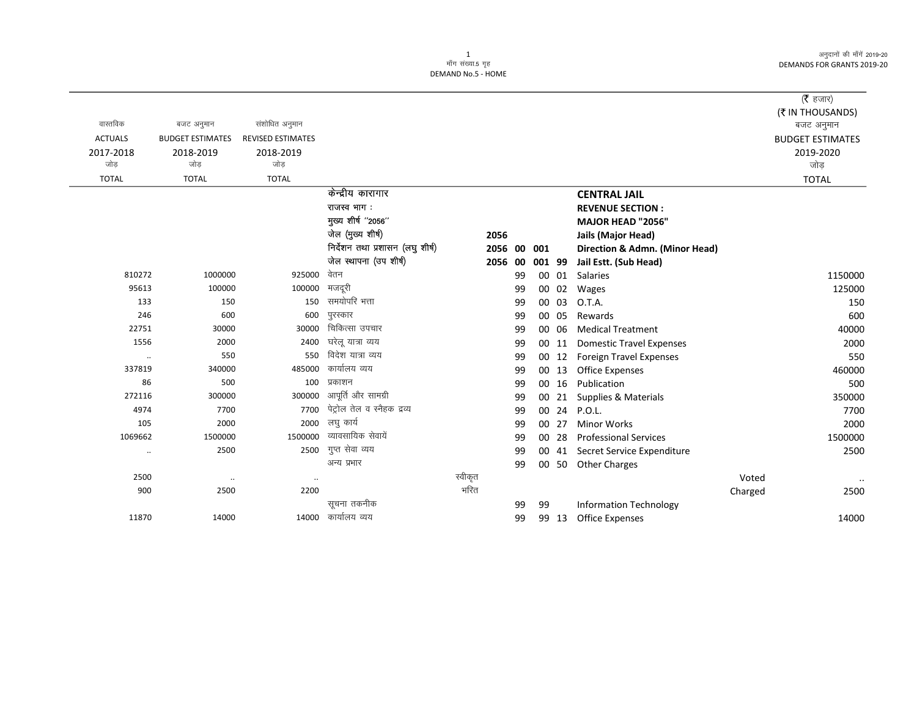माँग संख्या.5 गृह
DEMAND No.5 - HOME

(₹ हजार)
(₹ IN THOUSANDS)

| वास्तविक ACTUALS 2017-2018 जोड़ TOTAL | बजट अनुमान BUDGET ESTIMATES 2018-2019 जोड़ TOTAL | संशोधित अनुमान REVISED ESTIMATES 2018-2019 जोड़ TOTAL | | | | | | | | | बजट अनुमान BUDGET ESTIMATES 2019-2020 जोड़ TOTAL |
|---|---|---|---|---|---|---|---|---|---|---|---|
| | | | केन्द्रीय कारागार | | | | | | **CENTRAL JAIL** | | |
| | | | राजस्व भाग : | | | | | | **REVENUE SECTION :** | | |
| | | | मुख्य शीर्ष ''2056'' | | | | | | **MAJOR HEAD "2056"** | | |
| | | | जेल (मुख्य शीर्ष) | **2056** | | | | | **Jails (Major Head)** | | |
| | | | निर्देशन तथा प्रशासन (लघु शीर्ष) | **2056** | **00** | **001** | | | **Direction & Admn. (Minor Head)** | | |
| | | | जेल स्थापना (उप शीर्ष) | **2056** | **00** | **001** | **99** | | **Jail Estt. (Sub Head)** | | |
| 810272 | 1000000 | 925000 | वेतन | | | 99 | 00 | 01 | Salaries | | 1150000 |
| 95613 | 100000 | 100000 | मजदूरी | | | 99 | 00 | 02 | Wages | | 125000 |
| 133 | 150 | 150 | समयोपरि भत्ता | | | 99 | 00 | 03 | O.T.A. | | 150 |
| 246 | 600 | 600 | पुरस्कार | | | 99 | 00 | 05 | Rewards | | 600 |
| 22751 | 30000 | 30000 | चिकित्सा उपचार | | | 99 | 00 | 06 | Medical Treatment | | 40000 |
| 1556 | 2000 | 2400 | घरेलू यात्रा व्यय | | | 99 | 00 | 11 | Domestic Travel Expenses | | 2000 |
| .. | 550 | 550 | विदेश यात्रा व्यय | | | 99 | 00 | 12 | Foreign Travel Expenses | | 550 |
| 337819 | 340000 | 485000 | कार्यालय व्यय | | | 99 | 00 | 13 | Office Expenses | | 460000 |
| 86 | 500 | 100 | प्रकाशन | | | 99 | 00 | 16 | Publication | | 500 |
| 272116 | 300000 | 300000 | आपूर्ति और सामग्री | | | 99 | 00 | 21 | Supplies & Materials | | 350000 |
| 4974 | 7700 | 7700 | पेट्रोल तेल व स्नैहक द्रव्य | | | 99 | 00 | 24 | P.O.L. | | 7700 |
| 105 | 2000 | 2000 | लघु कार्य | | | 99 | 00 | 27 | Minor Works | | 2000 |
| 1069662 | 1500000 | 1500000 | व्यावसायिक सेवायें | | | 99 | 00 | 28 | Professional Services | | 1500000 |
| .. | 2500 | 2500 | गुप्त सेवा व्यय | | | 99 | 00 | 41 | Secret Service Expenditure | | 2500 |
| | | | अन्य प्रभार | | | 99 | 00 | 50 | Other Charges | | |
| 2500 | .. | .. | स्वीकृत | | | | | | | Voted | .. |
| 900 | 2500 | 2200 | भरित | | | | | | | Charged | 2500 |
| | | | सूचना तकनीक | | | 99 | 99 | | Information Technology | | |
| 11870 | 14000 | 14000 | कार्यालय व्यय | | | 99 | 99 | 13 | Office Expenses | | 14000 |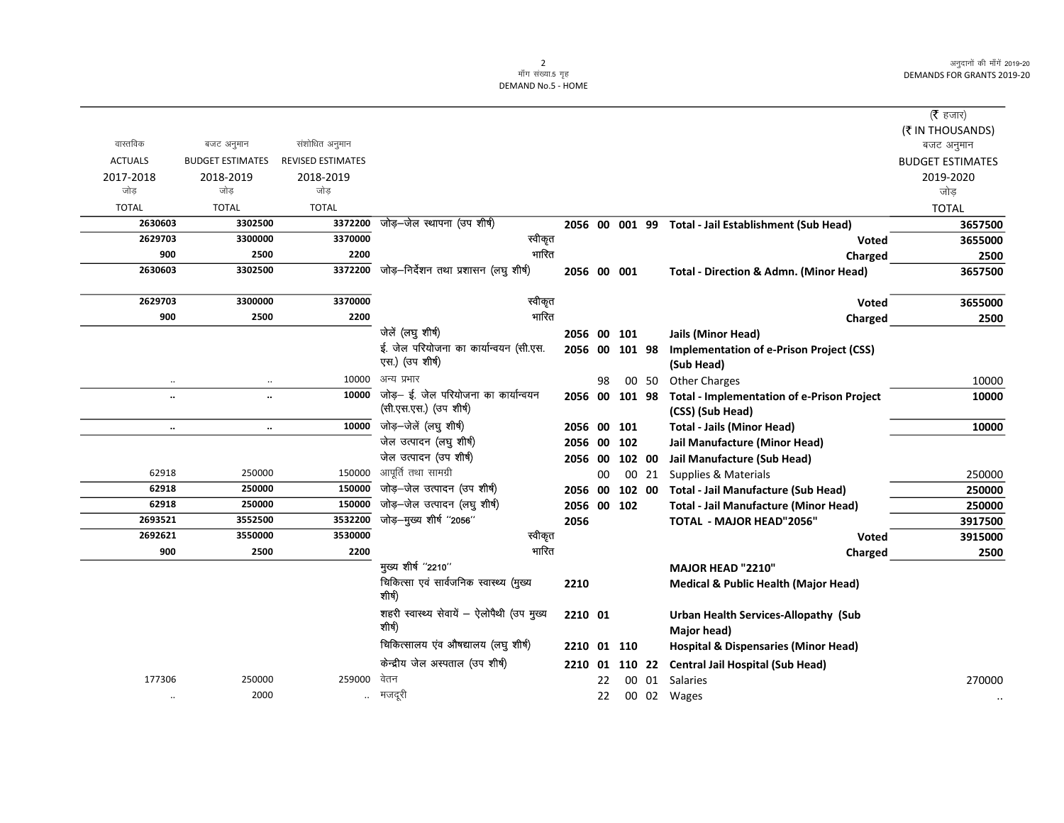(₹ हजार)
(₹ IN THOUSANDS)

| वास्तविक ACTUALS 2017-2018 जोड़ TOTAL | बजट अनुमान BUDGET ESTIMATES 2018-2019 जोड़ TOTAL | संशोधित अनुमान REVISED ESTIMATES 2018-2019 जोड़ TOTAL | | | | | | | बजट अनुमान BUDGET ESTIMATES 2019-2020 जोड़ TOTAL |
|---|---|---|---|---|---|---|---|---|---|
| 2630603 | 3302500 | 3372200 | जोड़–जेल स्थापना (उप शीर्ष) | 2056 | 00 | 001 | 99 | Total - Jail Establishment (Sub Head) | 3657500 |
| 2629703 | 3300000 | 3370000 | स्वीकृत | | | | | Voted | 3655000 |
| 900 | 2500 | 2200 | भारित | | | | | Charged | 2500 |
| 2630603 | 3302500 | 3372200 | जोड़–निर्देशन तथा प्रशासन (लघु शीर्ष) | 2056 | 00 | 001 | | Total - Direction & Admn. (Minor Head) | 3657500 |
| 2629703 | 3300000 | 3370000 | स्वीकृत | | | | | Voted | 3655000 |
| 900 | 2500 | 2200 | भारित | | | | | Charged | 2500 |
| | | | जेलें (लघु शीर्ष) | 2056 | 00 | 101 | | Jails (Minor Head) | |
| | | | ई. जेल परियोजना का कार्यान्वयन (सी.एस.एस.) (उप शीर्ष) | 2056 | 00 | 101 | 98 | Implementation of e-Prison Project (CSS) (Sub Head) | |
| .. | .. | 10000 | अन्य प्रभार | | 98 | 00 | 50 | Other Charges | 10000 |
| .. | .. | 10000 | जोड़– ई. जेल परियोजना का कार्यान्वयन (सी.एस.एस.) (उप शीर्ष) | 2056 | 00 | 101 | 98 | Total - Implementation of e-Prison Project (CSS) (Sub Head) | 10000 |
| .. | .. | 10000 | जोड़–जेलें (लघु शीर्ष) | 2056 | 00 | 101 | | Total - Jails (Minor Head) | 10000 |
| | | | जेल उत्पादन (लघु शीर्ष) | 2056 | 00 | 102 | | Jail Manufacture (Minor Head) | |
| | | | जेल उत्पादन (उप शीर्ष) | 2056 | 00 | 102 | 00 | Jail Manufacture (Sub Head) | |
| 62918 | 250000 | 150000 | आपूर्ति तथा सामग्री | | 00 | 00 | 21 | Supplies & Materials | 250000 |
| 62918 | 250000 | 150000 | जोड़–जेल उत्पादन (उप शीर्ष) | 2056 | 00 | 102 | 00 | Total - Jail Manufacture (Sub Head) | 250000 |
| 62918 | 250000 | 150000 | जोड़–जेल उत्पादन (लघु शीर्ष) | 2056 | 00 | 102 | | Total - Jail Manufacture (Minor Head) | 250000 |
| 2693521 | 3552500 | 3532200 | जोड़–मुख्य शीर्ष "2056" | 2056 | | | | TOTAL - MAJOR HEAD"2056" | 3917500 |
| 2692621 | 3550000 | 3530000 | स्वीकृत | | | | | Voted | 3915000 |
| 900 | 2500 | 2200 | भारित | | | | | Charged | 2500 |
| | | | मुख्य शीर्ष "2210" | | | | | MAJOR HEAD "2210" | |
| | | | चिकित्सा एवं सार्वजनिक स्वास्थ्य (मुख्य शीर्ष) | 2210 | | | | Medical & Public Health (Major Head) | |
| | | | शहरी स्वास्थ्य सेवायें – ऐलोपैथी (उप मुख्य शीर्ष) | 2210 | 01 | | | Urban Health Services-Allopathy (Sub Major head) | |
| | | | चिकित्सालय एंव औषद्यालय (लघु शीर्ष) | 2210 | 01 | 110 | | Hospital & Dispensaries (Minor Head) | |
| | | | केन्द्रीय जेल अस्पताल (उप शीर्ष) | 2210 | 01 | 110 | 22 | Central Jail Hospital (Sub Head) | |
| 177306 | 250000 | 259000 | वेतन | | 22 | 00 | 01 | Salaries | 270000 |
| .. | 2000 | .. | मजदूरी | | 22 | 00 | 02 | Wages | .. |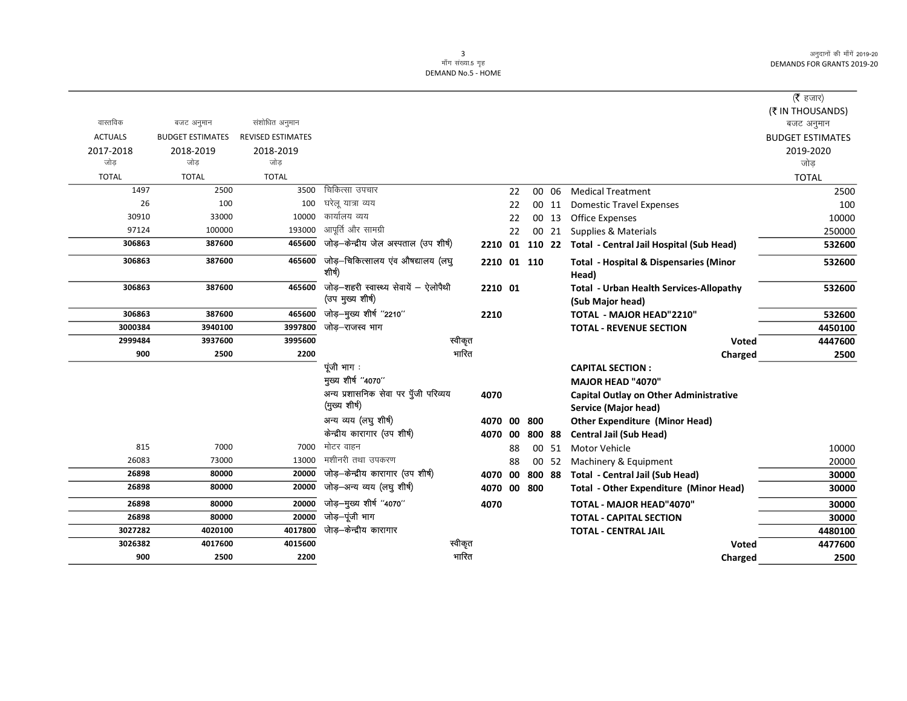| वास्तविक ACTUALS 2017-2018 जोड़ TOTAL | बजट अनुमान BUDGET ESTIMATES 2018-2019 जोड़ TOTAL | संशोधित अनुमान REVISED ESTIMATES 2018-2019 जोड़ TOTAL | | | | | | | (₹ हजार) (₹ IN THOUSANDS) बजट अनुमान BUDGET ESTIMATES 2019-2020 जोड़ TOTAL |
|---|---|---|---|---|---|---|---|---|---|
| 1497 | 2500 | 3500 | चिकित्सा उपचार | | 22 | 00 | 06 | Medical Treatment | 2500 |
| 26 | 100 | 100 | घरेलू यात्रा व्यय | | 22 | 00 | 11 | Domestic Travel Expenses | 100 |
| 30910 | 33000 | 10000 | कार्यालय व्यय | | 22 | 00 | 13 | Office Expenses | 10000 |
| 97124 | 100000 | 193000 | आपूर्ति और सामग्री | | 22 | 00 | 21 | Supplies & Materials | 250000 |
| **306863** | **387600** | **465600** | जोड़–केन्द्रीय जेल अस्पताल (उप शीर्ष) | **2210** | **01** | **110** | **22** | **Total - Central Jail Hospital (Sub Head)** | **532600** |
| **306863** | **387600** | **465600** | जोड़–चिकित्सालय एंव औषद्यालय (लघु शीर्ष) | **2210** | **01** | **110** | | **Total - Hospital & Dispensaries (Minor Head)** | **532600** |
| **306863** | **387600** | **465600** | जोड़–शहरी स्वास्थ्य सेवायें – ऐलोपैथी (उप मुख्य शीर्ष) | **2210** | **01** | | | **Total - Urban Health Services-Allopathy (Sub Major head)** | **532600** |
| **306863** | **387600** | **465600** | जोड़–मुख्य शीर्ष "2210" | **2210** | | | | **TOTAL - MAJOR HEAD"2210"** | **532600** |
| **3000384** | **3940100** | **3997800** | जोड़–राजस्व भाग | | | | | **TOTAL - REVENUE SECTION** | **4450100** |
| **2999484** | **3937600** | **3995600** | स्वीकृत | | | | | **Voted** | **4447600** |
| **900** | **2500** | **2200** | भारित | | | | | **Charged** | **2500** |
| | | | पूंजी भाग : | | | | | **CAPITAL SECTION :** | |
| | | | मुख्य शीर्ष "4070" | | | | | **MAJOR HEAD "4070"** | |
| | | | अन्य प्रशासनिक सेवा पर पुँजी परिव्यय (मुख्य शीर्ष) | **4070** | | | | **Capital Outlay on Other Administrative Service (Major head)** | |
| | | | अन्य व्यय (लघु शीर्ष) | **4070** | **00** | **800** | | **Other Expenditure (Minor Head)** | |
| | | | केन्द्रीय कारागार (उप शीर्ष) | **4070** | **00** | **800** | **88** | **Central Jail (Sub Head)** | |
| 815 | 7000 | 7000 | मोटर वाहन | | 88 | 00 | 51 | Motor Vehicle | 10000 |
| 26083 | 73000 | 13000 | मशीनरी तथा उपकरण | | 88 | 00 | 52 | Machinery & Equipment | 20000 |
| **26898** | **80000** | **20000** | जोड़–केन्द्रीय कारागार (उप शीर्ष) | **4070** | **00** | **800** | **88** | **Total - Central Jail (Sub Head)** | **30000** |
| **26898** | **80000** | **20000** | जोड़–अन्य व्यय (लघु शीर्ष) | **4070** | **00** | **800** | | **Total - Other Expenditure (Minor Head)** | **30000** |
| **26898** | **80000** | **20000** | जोड़–मुख्य शीर्ष "4070" | **4070** | | | | **TOTAL - MAJOR HEAD"4070"** | **30000** |
| **26898** | **80000** | **20000** | जोड़–पूंजी भाग | | | | | **TOTAL - CAPITAL SECTION** | **30000** |
| **3027282** | **4020100** | **4017800** | जोड़–केन्द्रीय कारागार | | | | | **TOTAL - CENTRAL JAIL** | **4480100** |
| **3026382** | **4017600** | **4015600** | स्वीकृत | | | | | **Voted** | **4477600** |
| **900** | **2500** | **2200** | भारित | | | | | **Charged** | **2500** |